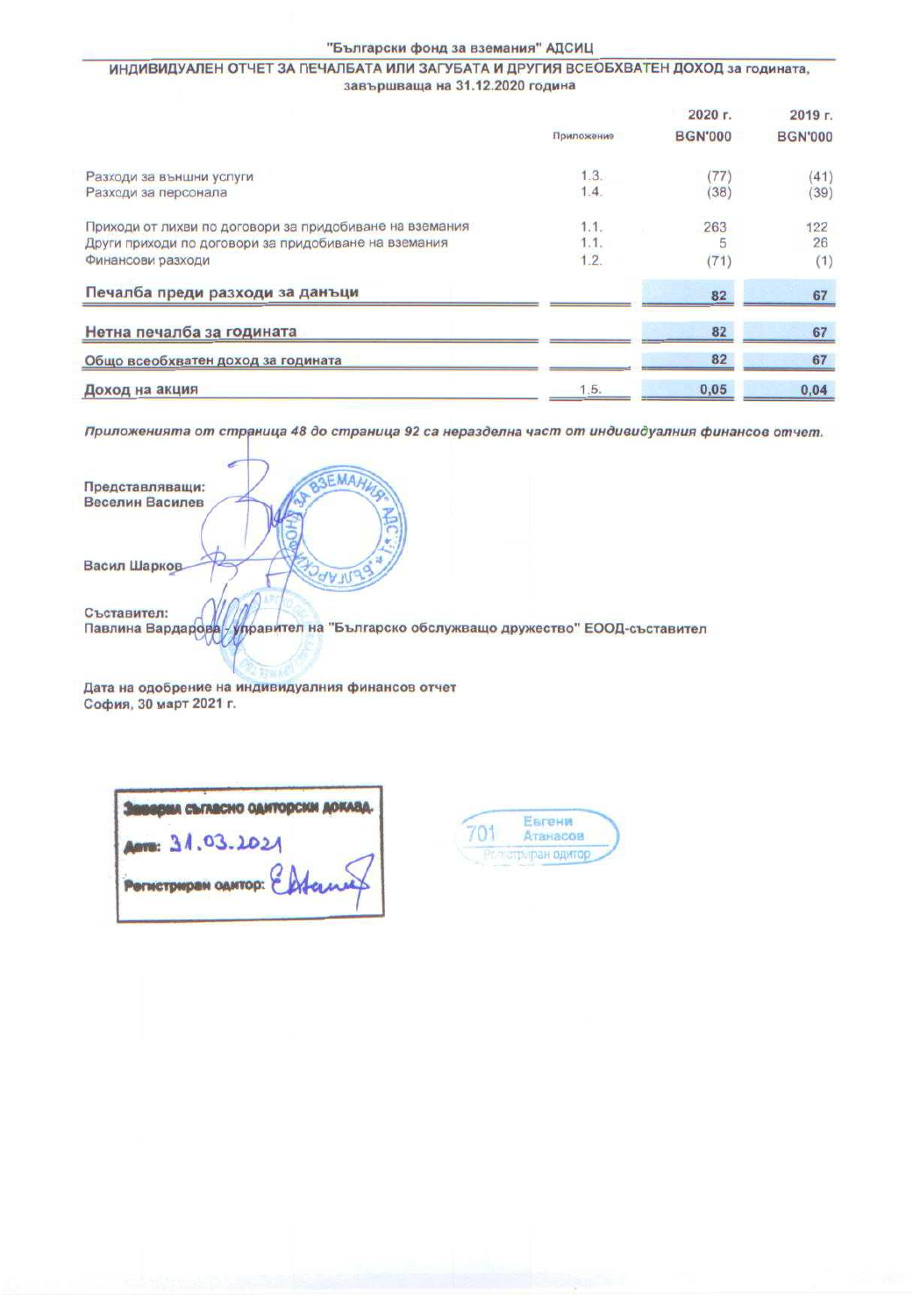"Български фонд за вземания" АДСИЦ

## ИНДИВИДУАЛЕН ОТЧЕТ ЗА ПЕЧАЛБАТА ИЛИ ЗАГУБАТА И ДРУГИЯ ВСЕОБХВАТЕН ДОХОД за годината, завършваща на 31.12.2020 година

| | Приложение | 2020 г. BGN'000 | 2019 г. BGN'000 |
|---|---|---|---|
| Разходи за външни услуги | 1.3. | (77) | (41) |
| Разходи за персонала | 1.4. | (38) | (39) |
| Приходи от лихви по договори за придобиване на вземания | 1.1. | 263 | 122 |
| Други приходи по договори за придобиване на вземания | 1.1. | 5 | 26 |
| Финансови разходи | 1.2. | (71) | (1) |
| **Печалба преди разходи за данъци** | | **82** | **67** |
| **Нетна печалба за годината** | | **82** | **67** |
| **Общо всеобхватен доход за годината** | | **82** | **67** |
| **Доход на акция** | 1.5. | **0,05** | **0,04** |

*Приложенията от страница 48 до страница 92 са неразделна част от индивидуалния финансов отчет.*

**Представляващи:**
**Веселин Василев**

**Васил Шарков**

**Съставител:**
**Павлина Вардарова - управител на "Българско обслужващо дружество" ЕООД-съставител**

**Дата на одобрение на индивидуалния финансов отчет**
**София, 30 март 2021 г.**

**Заверил съгласно одиторски доклад.**
**Дата:** 31.03.2021
**Регистриран одитор:**

701 Евгени Атанасов
Регистриран одитор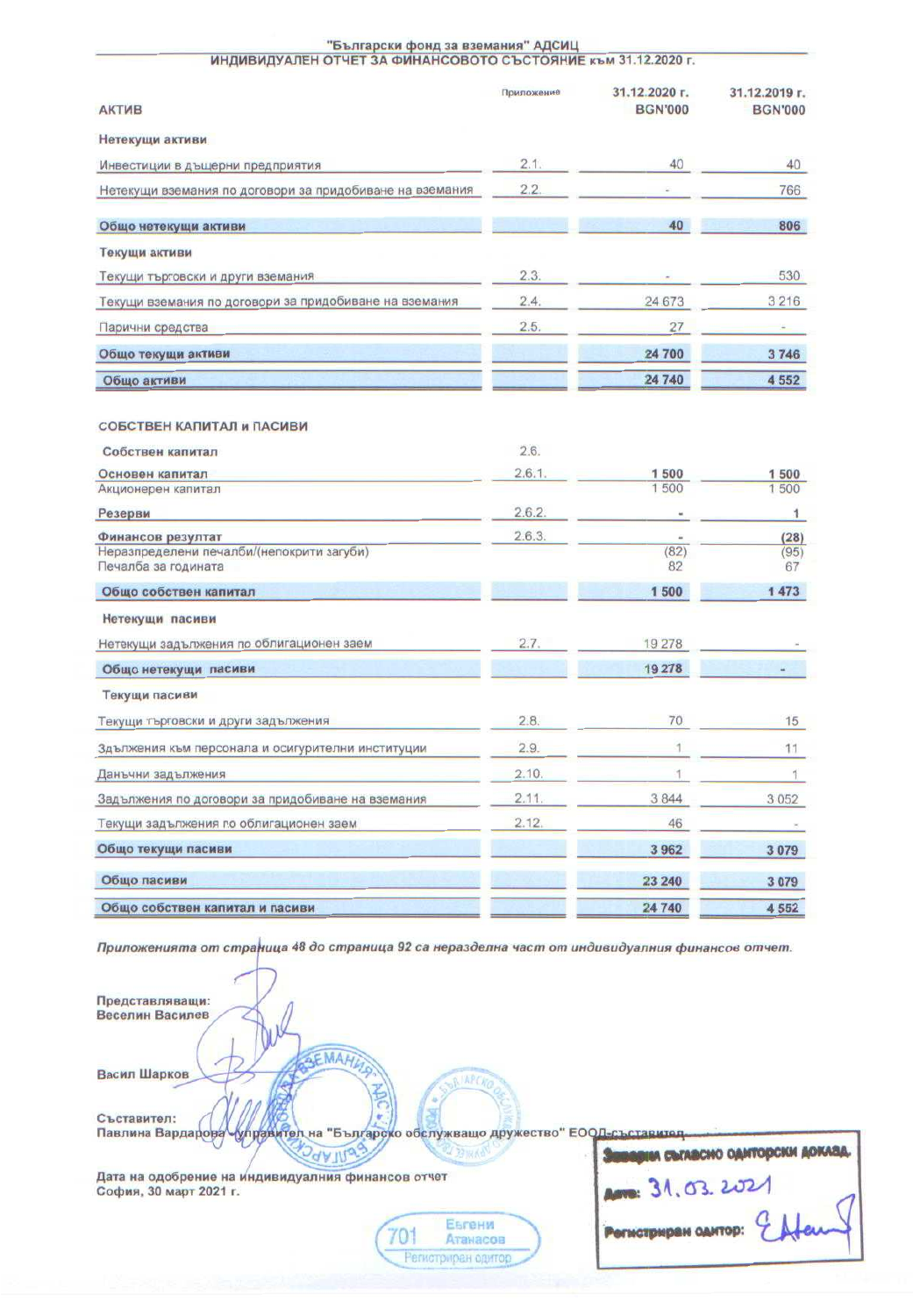## "Български фонд за вземания" АДСИЦ

### ИНДИВИДУАЛЕН ОТЧЕТ ЗА ФИНАНСОВОТО СЪСТОЯНИЕ към 31.12.2020 г.

| АКТИВ | Приложение | 31.12.2020 г. BGN'000 | 31.12.2019 г. BGN'000 |
|---|---|---|---|
| **Нетекущи активи** | | | |
| Инвестиции в дъщерни предприятия | 2.1. | 40 | 40 |
| Нетекущи вземания по договори за придобиване на вземания | 2.2. | - | 766 |
| **Общо нетекущи активи** | | **40** | **806** |
| **Текущи активи** | | | |
| Текущи търговски и други вземания | 2.3. | - | 530 |
| Текущи вземания по договори за придобиване на вземания | 2.4. | 24 673 | 3 216 |
| Парични средства | 2.5. | 27 | - |
| **Общо текущи активи** | | **24 700** | **3 746** |
| **Общо активи** | | **24 740** | **4 552** |
| | | | |
| **СОБСТВЕН КАПИТАЛ и ПАСИВИ** | | | |
| **Собствен капитал** | 2.6. | | |
| **Основен капитал** | 2.6.1. | **1 500** | **1 500** |
| Акционерен капитал | | 1 500 | 1 500 |
| **Резерви** | 2.6.2. | **-** | **1** |
| **Финансов резултат** | 2.6.3. | **-** | **(28)** |
| Неразпределени печалби/(непокрити загуби) | | (82) | (95) |
| Печалба за годината | | 82 | 67 |
| **Общо собствен капитал** | | **1 500** | **1 473** |
| **Нетекущи пасиви** | | | |
| Нетекущи задължения по облигационен заем | 2.7. | 19 278 | - |
| **Общо нетекущи пасиви** | | **19 278** | **-** |
| **Текущи пасиви** | | | |
| Текущи търговски и други задължения | 2.8. | 70 | 15 |
| Задължения към персонала и осигурителни институции | 2.9. | 1 | 11 |
| Данъчни задължения | 2.10. | 1 | 1 |
| Задължения по договори за придобиване на вземания | 2.11. | 3 844 | 3 052 |
| Текущи задължения по облигационен заем | 2.12. | 46 | - |
| **Общо текущи пасиви** | | **3 962** | **3 079** |
| **Общо пасиви** | | **23 240** | **3 079** |
| **Общо собствен капитал и пасиви** | | **24 740** | **4 552** |

***Приложенията от страница 48 до страница 92 са неразделна част от индивидуалния финансов отчет.***

**Представляващи:**
**Веселин Василев**

**Васил Шарков**

**Съставител:**
**Павлина Вардарова - управител на "Българско обслужващо дружество" ЕООД-съставител**

**Дата на одобрение на индивидуалния финансов отчет**
**София, 30 март 2021 г.**

**Заверил съгласно одиторски доклад.**
**Дата:** 31.03.2021
**Регистриран одитор:**

701 Евгени Атанасов Регистриран одитор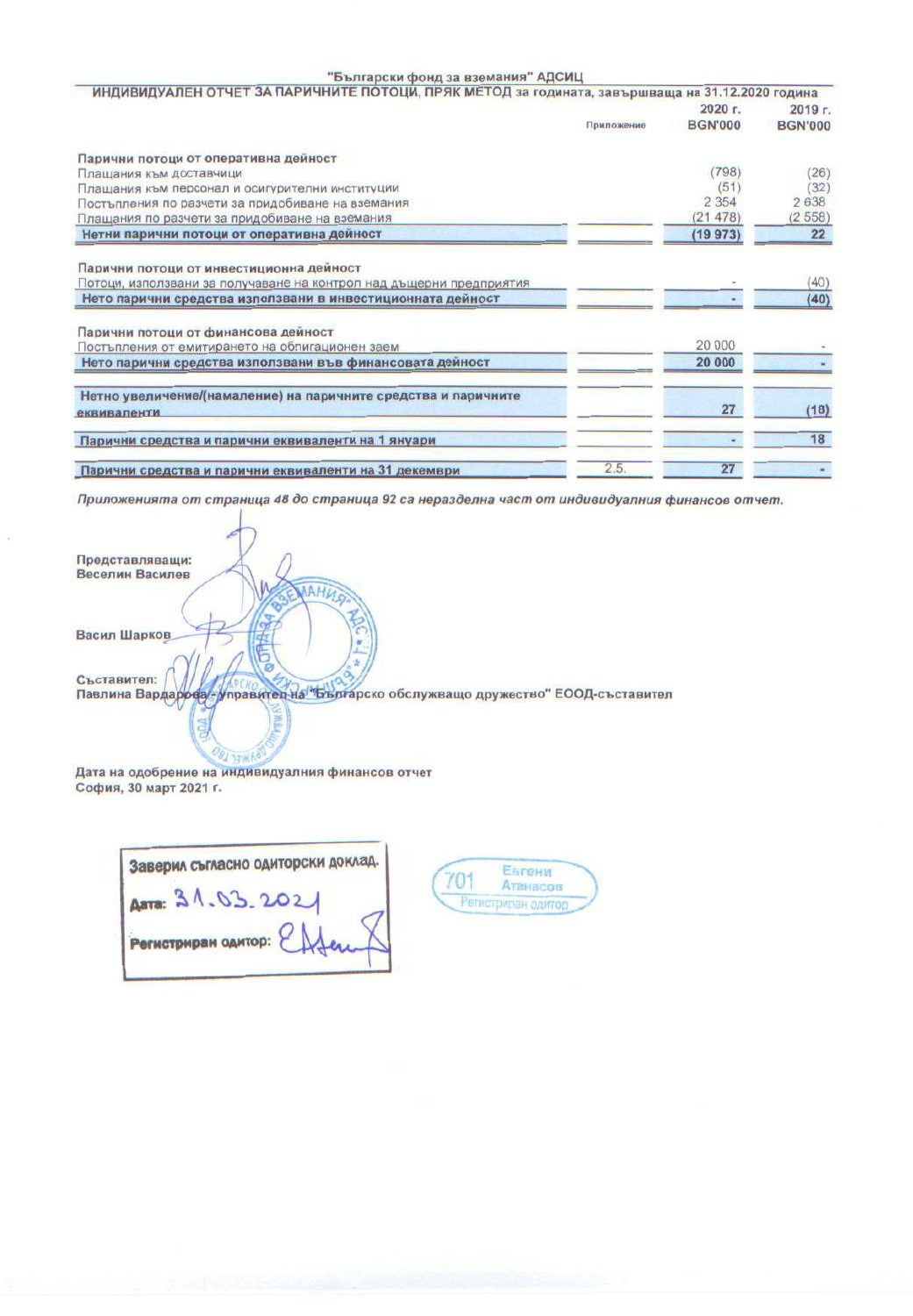**"Български фонд за вземания" АДСИЦ**

**ИНДИВИДУАЛЕН ОТЧЕТ ЗА ПАРИЧНИТЕ ПОТОЦИ, ПРЯК МЕТОД за годината, завършваща на 31.12.2020 година**

| | Приложение | 2020 г. BGN'000 | 2019 г. BGN'000 |
|---|---|---|---|
| **Парични потоци от оперативна дейност** | | | |
| Плащания към доставчици | | (798) | (26) |
| Плащания към персонал и осигурителни институции | | (51) | (32) |
| Постъпления по разчети за придобиване на вземания | | 2 354 | 2 638 |
| Плащания по разчети за придобиване на вземания | | (21 478) | (2 558) |
| **Нетни парични потоци от оперативна дейност** | | **(19 973)** | **22** |
| **Парични потоци от инвестиционна дейност** | | | |
| Потоци, използвани за получаване на контрол над дъщерни предприятия | | - | (40) |
| **Нето парични средства използвани в инвестиционната дейност** | | **-** | **(40)** |
| **Парични потоци от финансова дейност** | | | |
| Постъпления от емитирането на облигационен заем | | 20 000 | - |
| **Нето парични средства използвани във финансовата дейност** | | **20 000** | **-** |
| **Нетно увеличение/(намаление) на паричните средства и паричните еквиваленти** | | **27** | **(18)** |
| **Парични средства и парични еквиваленти на 1 януари** | | **-** | **18** |
| **Парични средства и парични еквиваленти на 31 декември** | 2.5. | **27** | **-** |

*Приложенията от страница 48 до страница 92 са неразделна част от индивидуалния финансов отчет.*

**Представляващи:**
**Веселин Василев**

**Васил Шарков**

**Съставител:**
**Павлина Вардарова - управител на "Българско обслужващо дружество" ЕООД-съставител**

**Дата на одобрение на индивидуалния финансов отчет**
**София, 30 март 2021 г.**

Заверил съгласно одиторски доклад.
Дата: 31.03.2021
Регистриран одитор:

701 Евгени Атанасов Регистриран одитор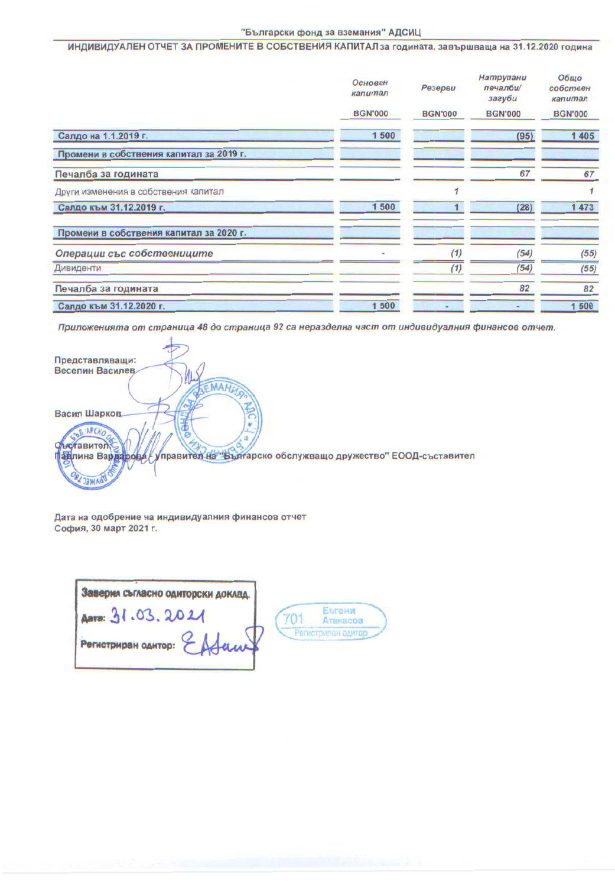"Български фонд за вземания" АДСИЦ

**ИНДИВИДУАЛЕН ОТЧЕТ ЗА ПРОМЕНИТЕ В СОБСТВЕНИЯ КАПИТАЛ за годината, завършваща на 31.12.2020 година**

| | *Основен капитал* | *Резерви* | *Натрупани печалби/ загуби* | *Общо собствен капитал* |
|---|---|---|---|---|
| | BGN'000 | BGN'000 | BGN'000 | BGN'000 |
| **Салдо на 1.1.2019 г.** | 1 500 | | (95) | 1 405 |
| **Промени в собствения капитал за 2019 г.** | | | | |
| Печалба за годината | | | *67* | *67* |
| Други изменения в собствения капитал | | *1* | | *1* |
| **Салдо към 31.12.2019 г.** | 1 500 | 1 | (28) | 1 473 |
| **Промени в собствения капитал за 2020 г.** | | | | |
| *Операции със собствениците* | - | *(1)* | *(54)* | *(55)* |
| Дивиденти | | *(1)* | *(54)* | *(55)* |
| Печалба за годината | | | *82* | *82* |
| **Салдо към 31.12.2020 г.** | 1 500 | - | - | 1 500 |

*Приложенията от страница 48 до страница 92 са неразделна част от индивидуалния финансов отчет.*

Представляващи:
Веселин Василев

Васил Шарков

Съставител:
Павлина Вардарова - управител на "Българско обслужващо дружество" ЕООД-съставител

Дата на одобрение на индивидуалния финансов отчет
София, 30 март 2021 г.

Заверил съгласно одиторски доклад.
Дата: 31.03.2021
Регистриран одитор:

701 Евгени Атанасов
Регистриран одитор